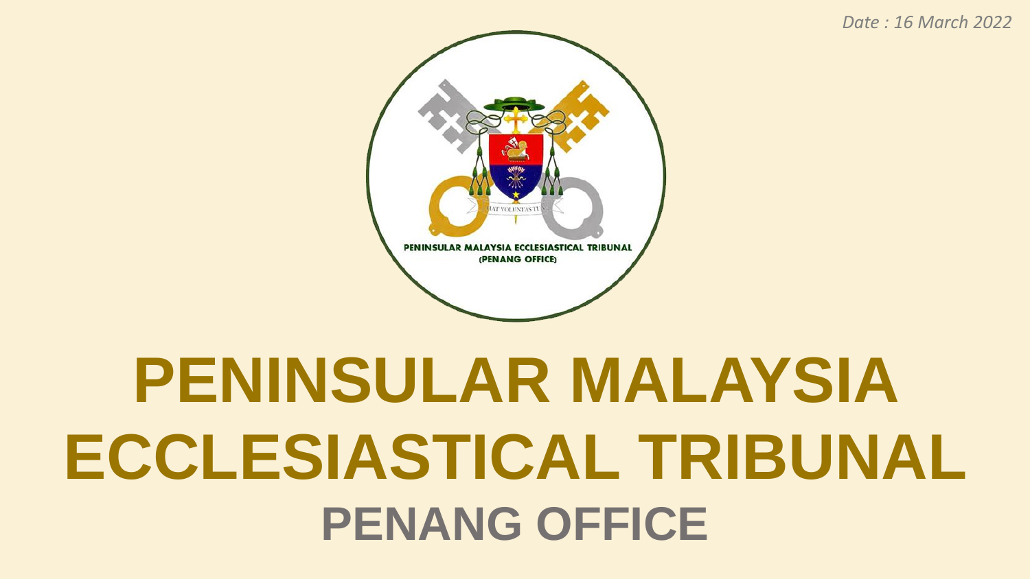*Date : 16 March 2022*

# PENINSULAR MALAYSIA ECCLESIASTICAL TRIBUNAL

## PENANG OFFICE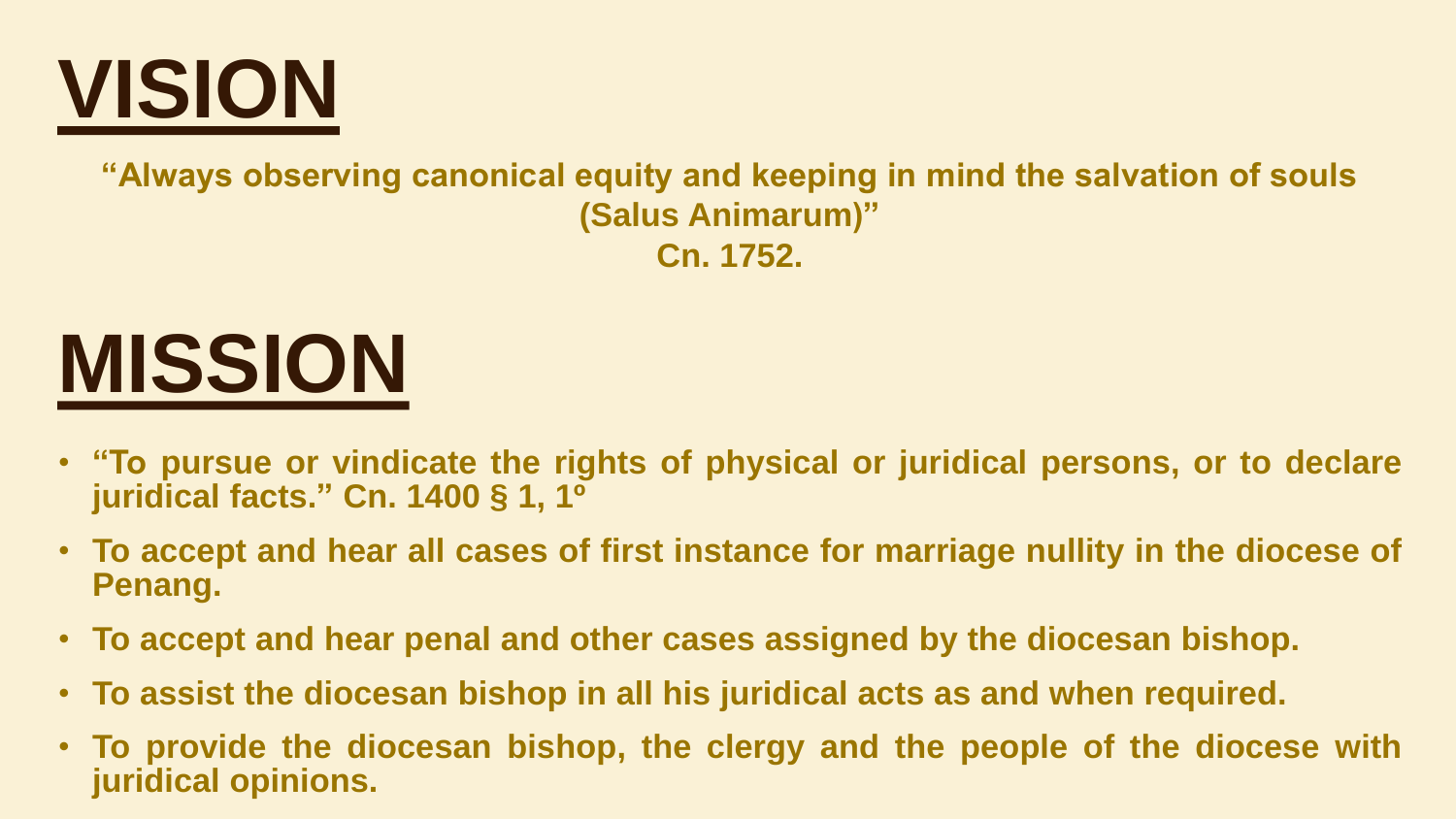# VISION

**"Always observing canonical equity and keeping in mind the salvation of souls (Salus Animarum)"**
**Cn. 1752.**

# MISSION

- **"To pursue or vindicate the rights of physical or juridical persons, or to declare juridical facts." Cn. 1400 § 1, 1º**
- **To accept and hear all cases of first instance for marriage nullity in the diocese of Penang.**
- **To accept and hear penal and other cases assigned by the diocesan bishop.**
- **To assist the diocesan bishop in all his juridical acts as and when required.**
- **To provide the diocesan bishop, the clergy and the people of the diocese with juridical opinions.**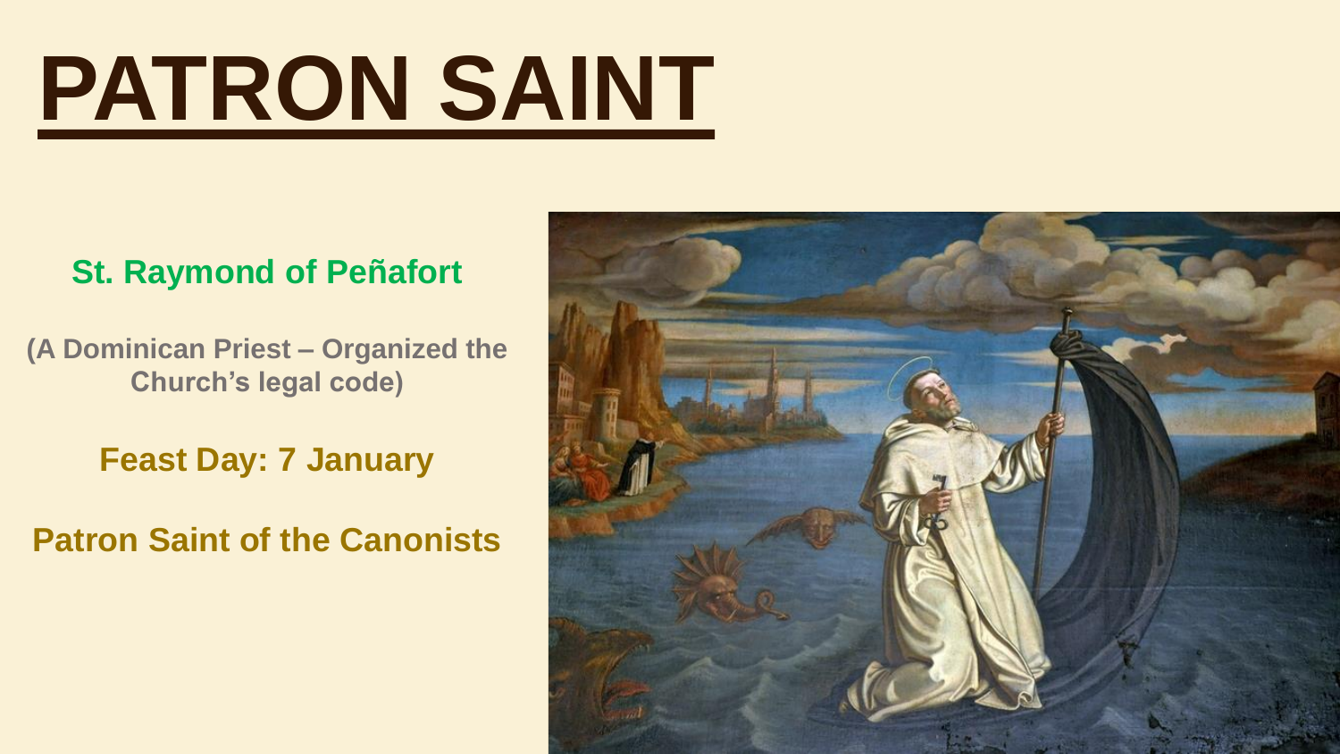# PATRON SAINT

**St. Raymond of Peñafort**

**(A Dominican Priest – Organized the Church's legal code)**

**Feast Day: 7 January**

**Patron Saint of the Canonists**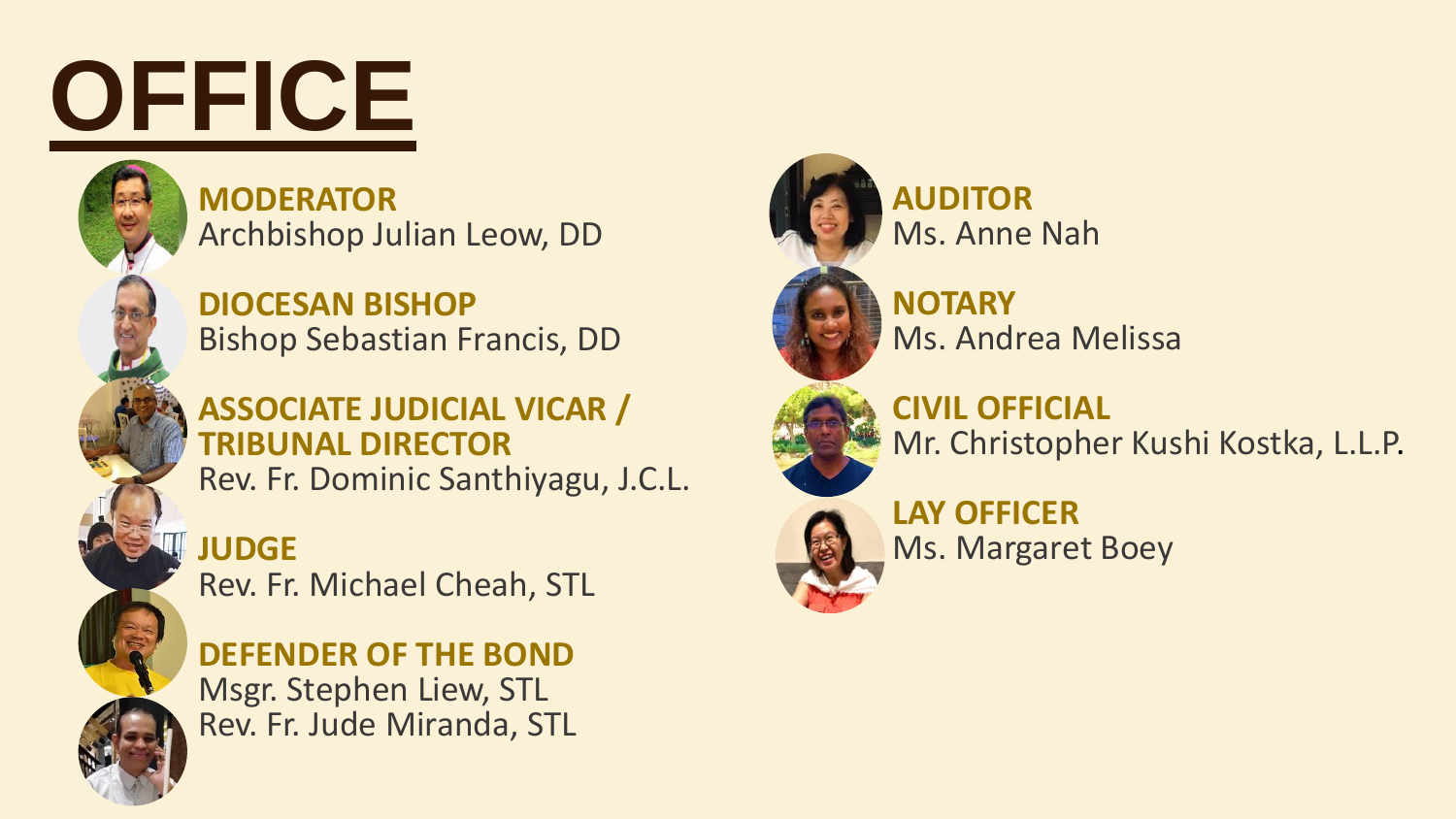# OFFICE

**MODERATOR**
Archbishop Julian Leow, DD

**DIOCESAN BISHOP**
Bishop Sebastian Francis, DD

**ASSOCIATE JUDICIAL VICAR / TRIBUNAL DIRECTOR**
Rev. Fr. Dominic Santhiyagu, J.C.L.

**JUDGE**
Rev. Fr. Michael Cheah, STL

**DEFENDER OF THE BOND**
Msgr. Stephen Liew, STL
Rev. Fr. Jude Miranda, STL

**AUDITOR**
Ms. Anne Nah

**NOTARY**
Ms. Andrea Melissa

**CIVIL OFFICIAL**
Mr. Christopher Kushi Kostka, L.L.P.

**LAY OFFICER**
Ms. Margaret Boey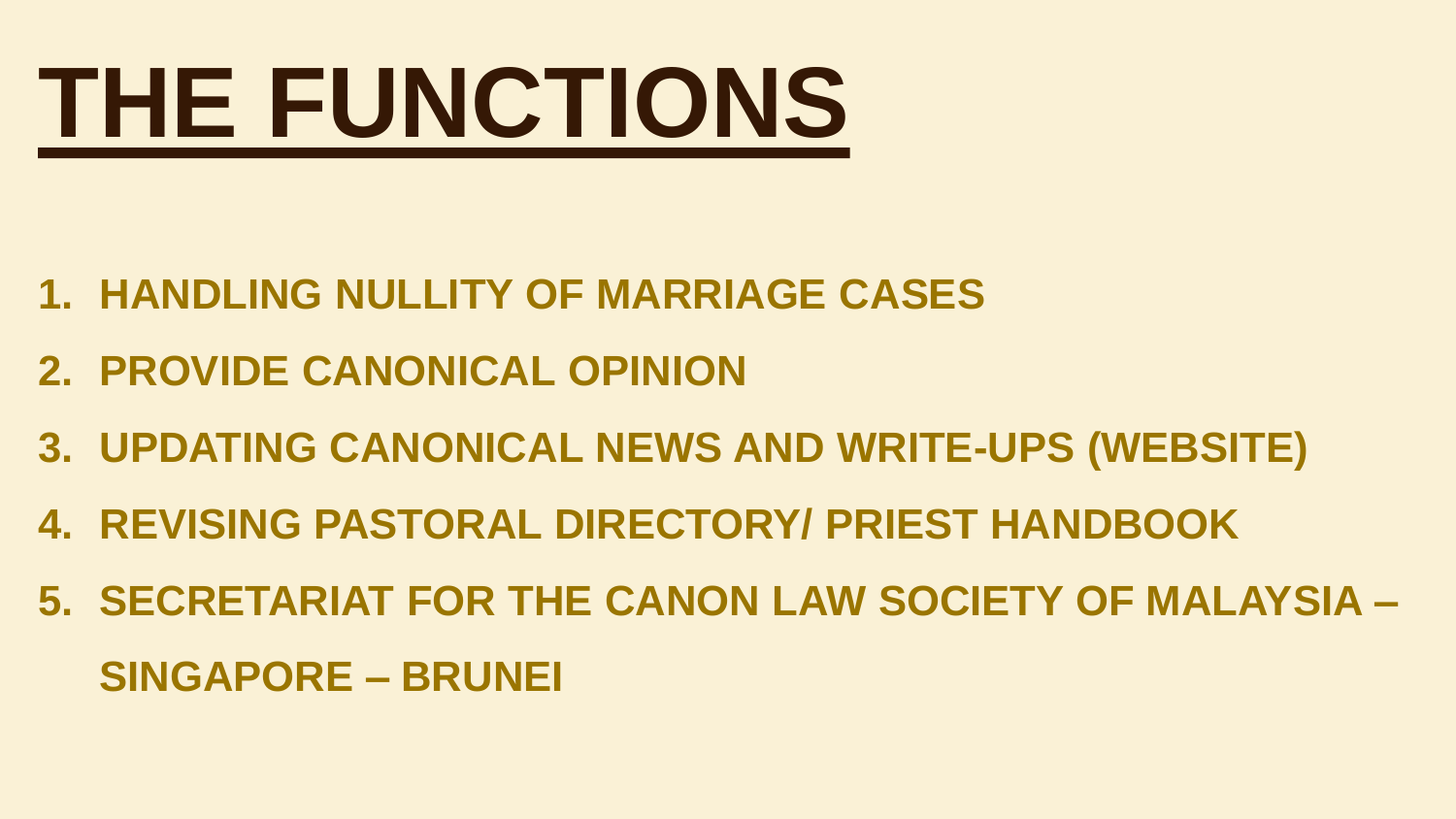# THE FUNCTIONS

1. HANDLING NULLITY OF MARRIAGE CASES
2. PROVIDE CANONICAL OPINION
3. UPDATING CANONICAL NEWS AND WRITE-UPS (WEBSITE)
4. REVISING PASTORAL DIRECTORY/ PRIEST HANDBOOK
5. SECRETARIAT FOR THE CANON LAW SOCIETY OF MALAYSIA – SINGAPORE – BRUNEI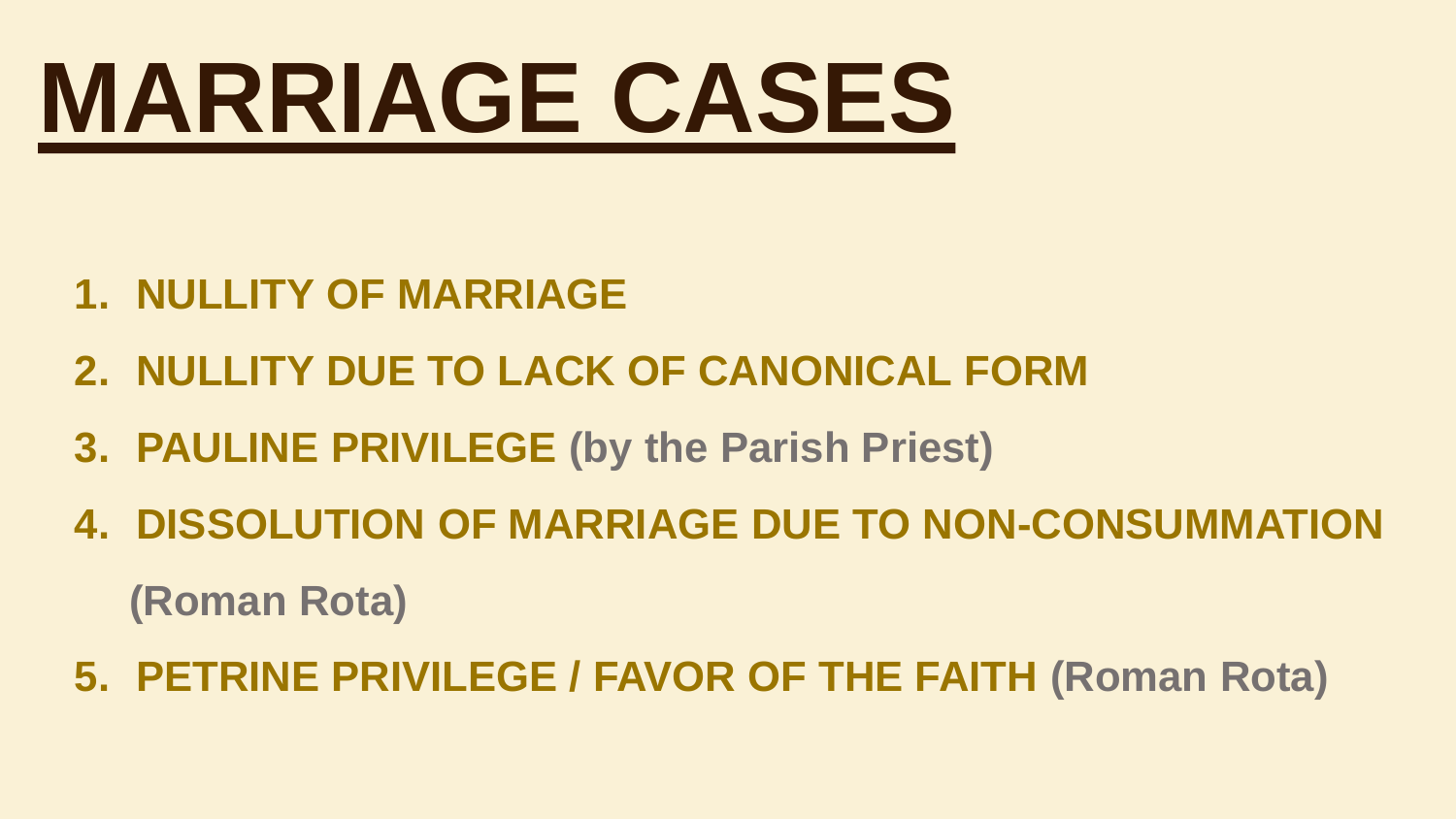# MARRIAGE CASES

1. **NULLITY OF MARRIAGE**
2. **NULLITY DUE TO LACK OF CANONICAL FORM**
3. **PAULINE PRIVILEGE** (by the Parish Priest)
4. **DISSOLUTION OF MARRIAGE DUE TO NON-CONSUMMATION** (Roman Rota)
5. **PETRINE PRIVILEGE / FAVOR OF THE FAITH** (Roman Rota)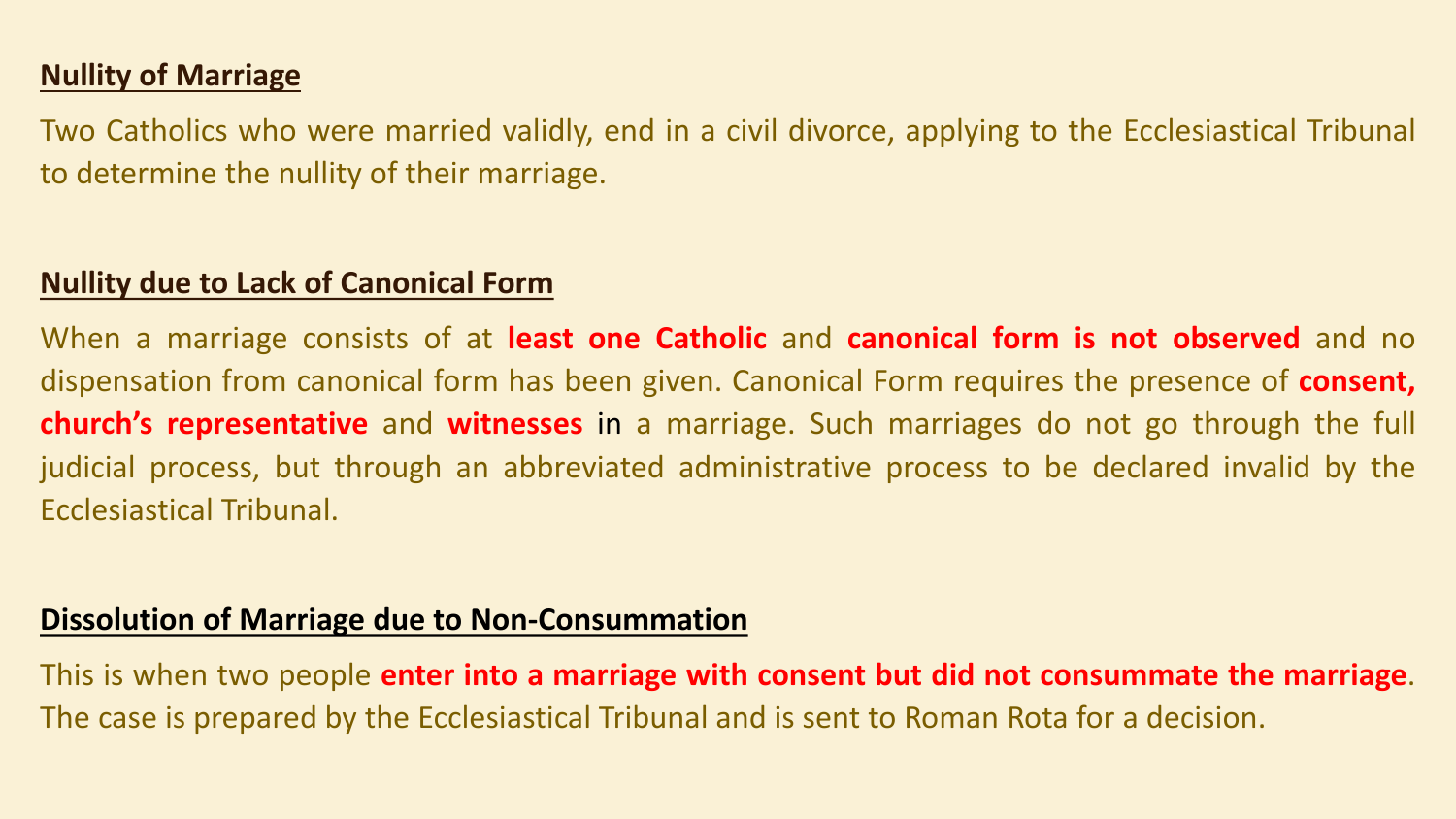## Nullity of Marriage

Two Catholics who were married validly, end in a civil divorce, applying to the Ecclesiastical Tribunal to determine the nullity of their marriage.

## Nullity due to Lack of Canonical Form

When a marriage consists of at **least one Catholic** and **canonical form is not observed** and no dispensation from canonical form has been given. Canonical Form requires the presence of **consent, church's representative** and **witnesses** in a marriage. Such marriages do not go through the full judicial process, but through an abbreviated administrative process to be declared invalid by the Ecclesiastical Tribunal.

## Dissolution of Marriage due to Non-Consummation

This is when two people **enter into a marriage with consent but did not consummate the marriage**. The case is prepared by the Ecclesiastical Tribunal and is sent to Roman Rota for a decision.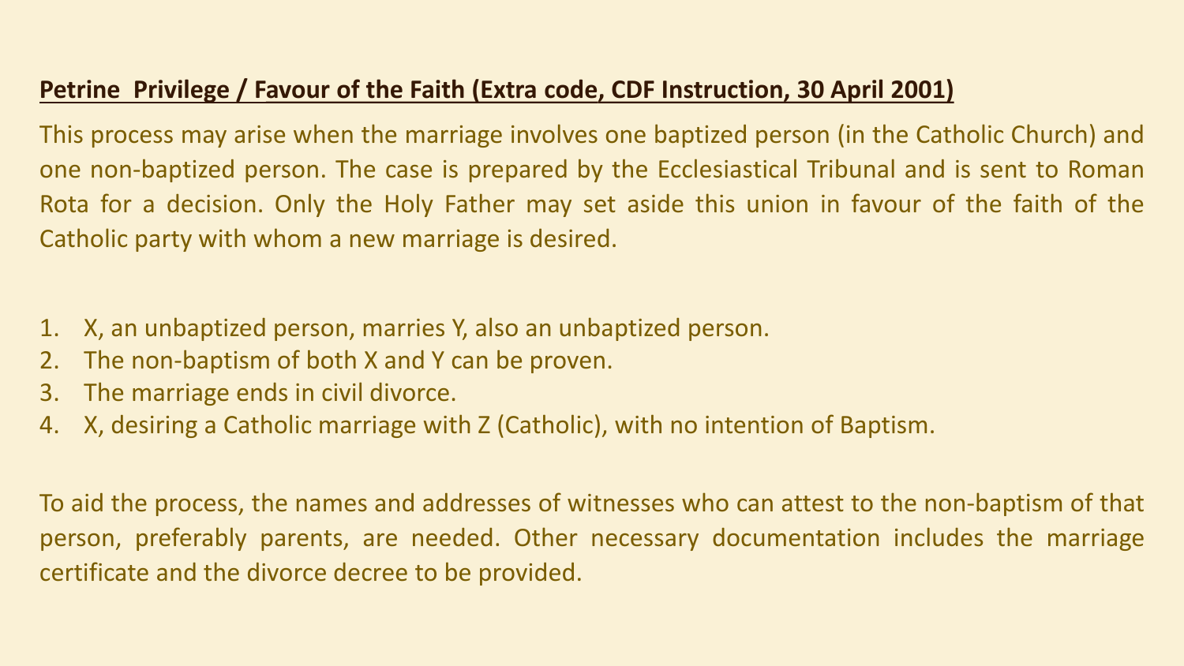**Petrine  Privilege / Favour of the Faith (Extra code, CDF Instruction, 30 April 2001)**

This process may arise when the marriage involves one baptized person (in the Catholic Church) and one non-baptized person. The case is prepared by the Ecclesiastical Tribunal and is sent to Roman Rota for a decision. Only the Holy Father may set aside this union in favour of the faith of the Catholic party with whom a new marriage is desired.

1. X, an unbaptized person, marries Y, also an unbaptized person.
2. The non-baptism of both X and Y can be proven.
3. The marriage ends in civil divorce.
4. X, desiring a Catholic marriage with Z (Catholic), with no intention of Baptism.

To aid the process, the names and addresses of witnesses who can attest to the non-baptism of that person, preferably parents, are needed. Other necessary documentation includes the marriage certificate and the divorce decree to be provided.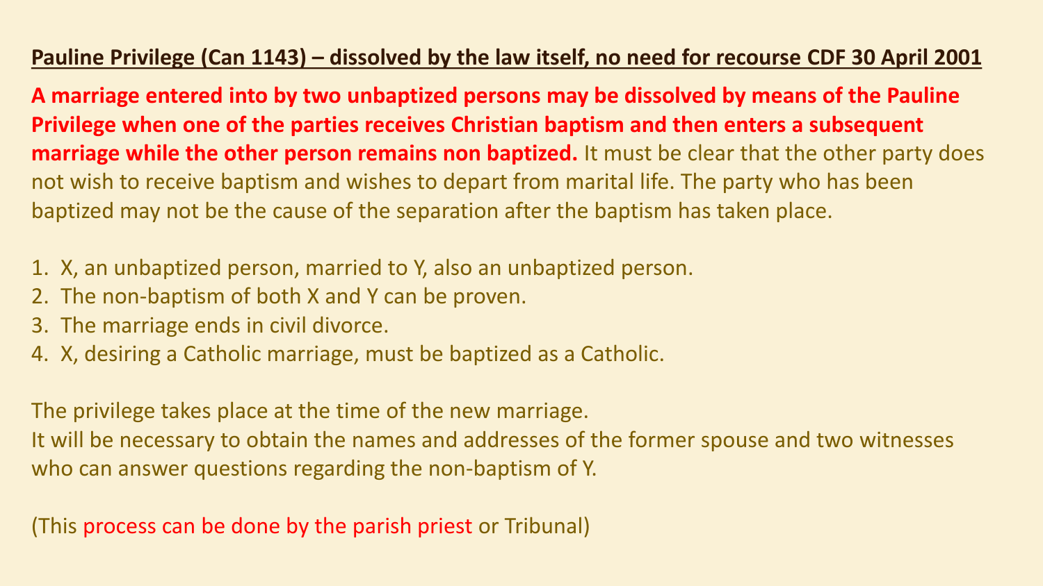## Pauline Privilege (Can 1143) – dissolved by the law itself, no need for recourse CDF 30 April 2001

**A marriage entered into by two unbaptized persons may be dissolved by means of the Pauline Privilege when one of the parties receives Christian baptism and then enters a subsequent marriage while the other person remains non baptized.** It must be clear that the other party does not wish to receive baptism and wishes to depart from marital life. The party who has been baptized may not be the cause of the separation after the baptism has taken place.

1. X, an unbaptized person, married to Y, also an unbaptized person.
2. The non-baptism of both X and Y can be proven.
3. The marriage ends in civil divorce.
4. X, desiring a Catholic marriage, must be baptized as a Catholic.

The privilege takes place at the time of the new marriage.
It will be necessary to obtain the names and addresses of the former spouse and two witnesses who can answer questions regarding the non-baptism of Y.

(This process can be done by the parish priest or Tribunal)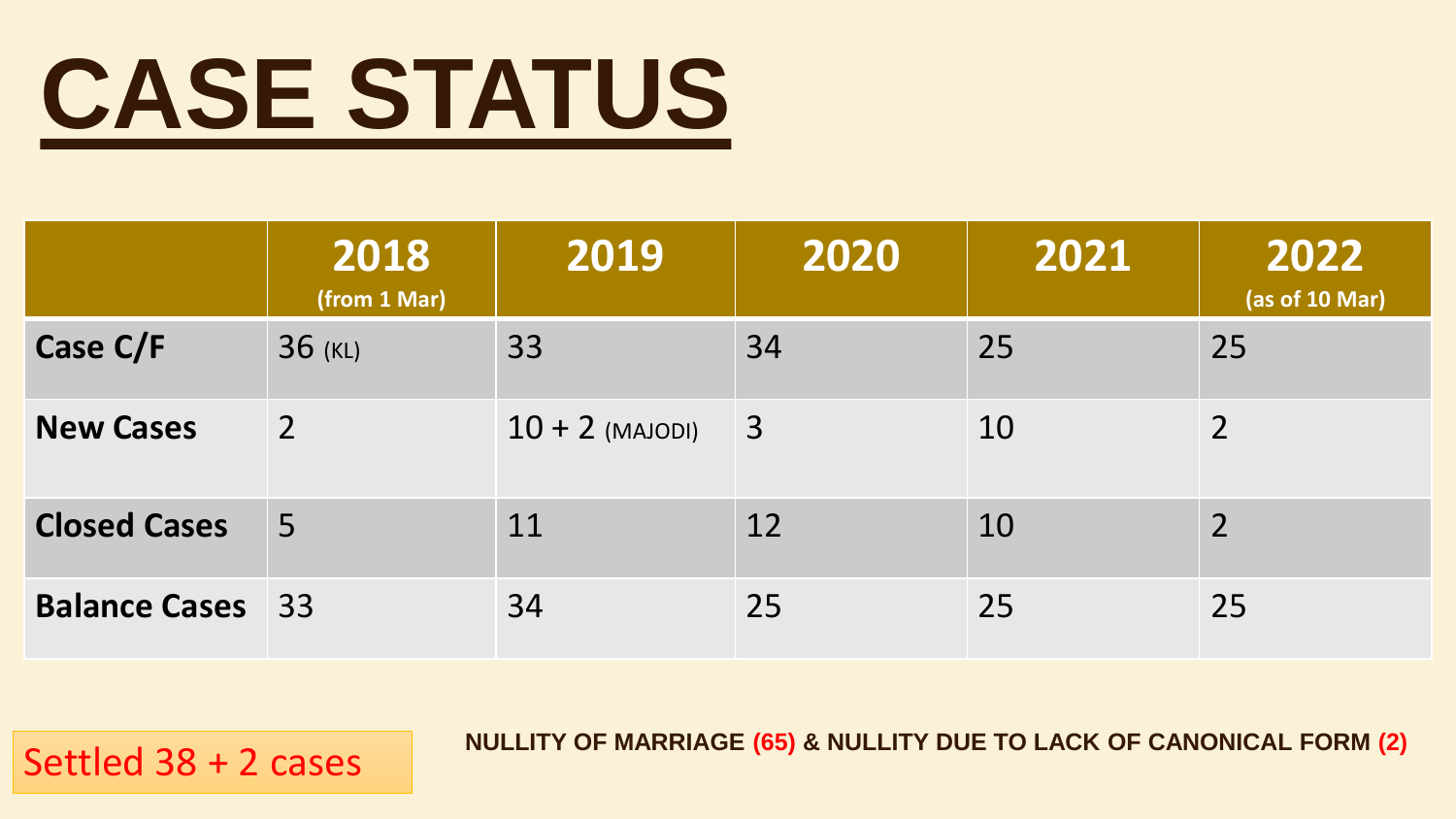# CASE STATUS

| | 2018 (from 1 Mar) | 2019 | 2020 | 2021 | 2022 (as of 10 Mar) |
|---|---|---|---|---|---|
| **Case C/F** | 36 (KL) | 33 | 34 | 25 | 25 |
| **New Cases** | 2 | 10 + 2 (MAJODI) | 3 | 10 | 2 |
| **Closed Cases** | 5 | 11 | 12 | 10 | 2 |
| **Balance Cases** | 33 | 34 | 25 | 25 | 25 |

Settled 38 + 2 cases

**NULLITY OF MARRIAGE (65) & NULLITY DUE TO LACK OF CANONICAL FORM (2)**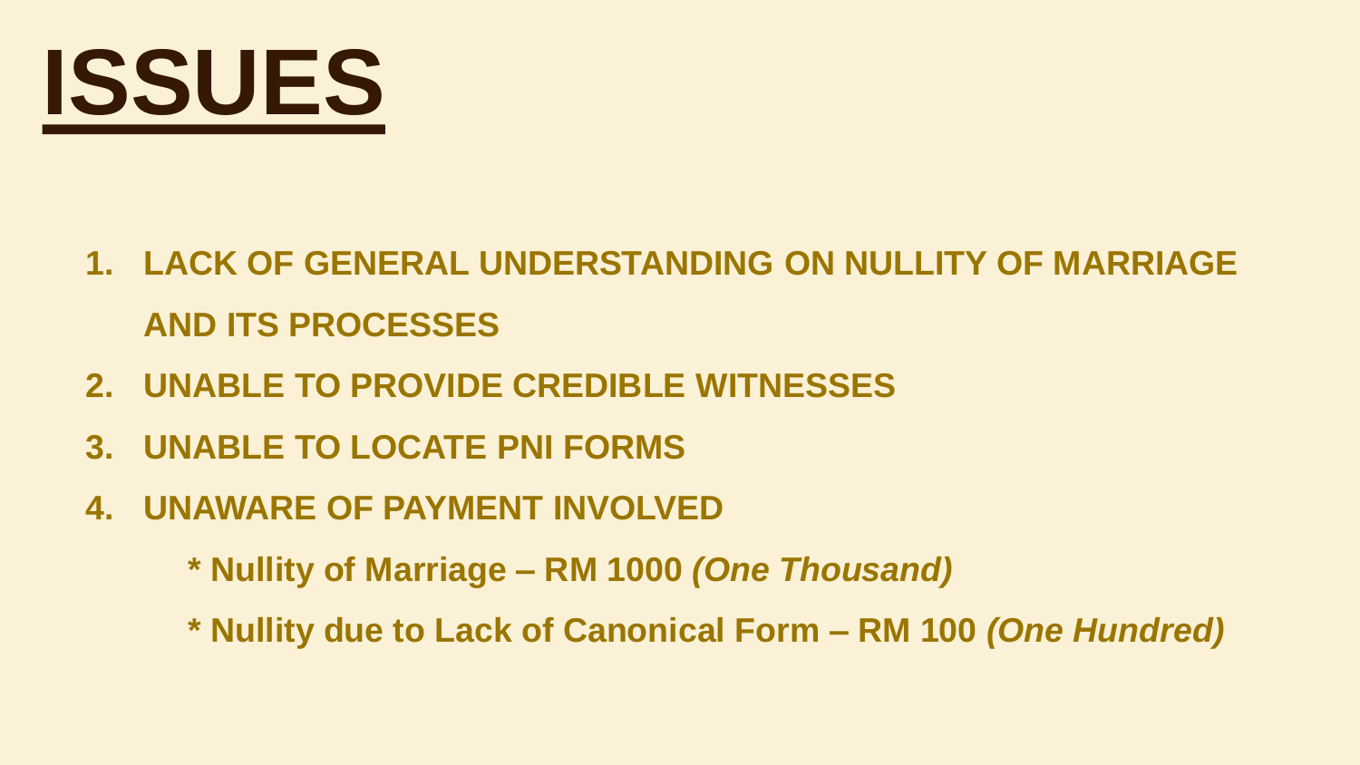# ISSUES

1. **LACK OF GENERAL UNDERSTANDING ON NULLITY OF MARRIAGE AND ITS PROCESSES**
2. **UNABLE TO PROVIDE CREDIBLE WITNESSES**
3. **UNABLE TO LOCATE PNI FORMS**
4. **UNAWARE OF PAYMENT INVOLVED**

   **\* Nullity of Marriage – RM 1000** ***(One Thousand)***

   **\* Nullity due to Lack of Canonical Form – RM 100** ***(One Hundred)***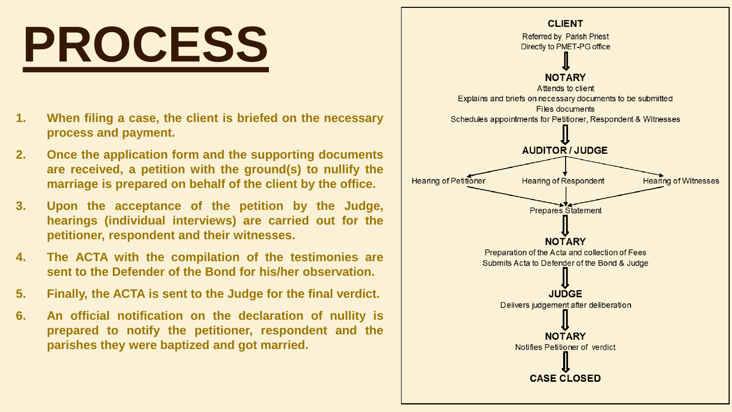# PROCESS

1. When filing a case, the client is briefed on the necessary process and payment.
2. Once the application form and the supporting documents are received, a petition with the ground(s) to nullify the marriage is prepared on behalf of the client by the office.
3. Upon the acceptance of the petition by the Judge, hearings (individual interviews) are carried out for the petitioner, respondent and their witnesses.
4. The ACTA with the compilation of the testimonies are sent to the Defender of the Bond for his/her observation.
5. Finally, the ACTA is sent to the Judge for the final verdict.
6. An official notification on the declaration of nullity is prepared to notify the petitioner, respondent and the parishes they were baptized and got married.

**CLIENT**

Referred by Parish Priest
Directly to PMET-PG office

⇓

**NOTARY**

Attends to client
Explains and briefs on necessary documents to be submitted
Files documents
Schedules appointments for Petitioner, Respondent & Witnesses

⇓

**AUDITOR / JUDGE**

Hearing of Petitioner | Hearing of Respondent | Hearing of Witnesses

Prepares Statement

⇓

**NOTARY**

Preparation of the Acta and collection of Fees
Submits Acta to Defender of the Bond & Judge

⇓

**JUDGE**

Delivers judgement after deliberation

⇓

**NOTARY**

Notifies Petitioner of verdict

⇓

**CASE CLOSED**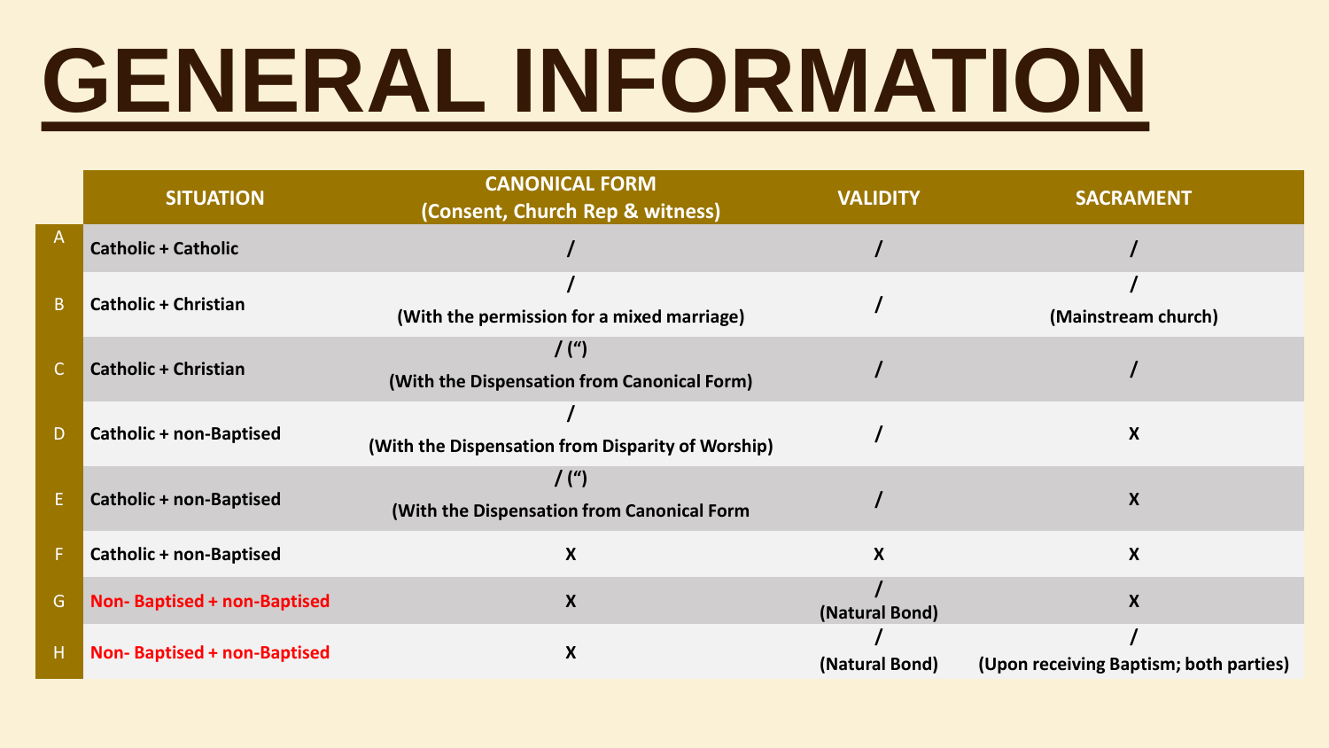# GENERAL INFORMATION

| | SITUATION | CANONICAL FORM (Consent, Church Rep & witness) | VALIDITY | SACRAMENT |
|---|---|---|---|---|
| A | **Catholic + Catholic** | **/** | **/** | **/** |
| B | **Catholic + Christian** | **/** (With the permission for a mixed marriage) | **/** | **/** (Mainstream church) |
| C | **Catholic + Christian** | **/ (")** (With the Dispensation from Canonical Form) | **/** | **/** |
| D | **Catholic + non-Baptised** | **/** (With the Dispensation from Disparity of Worship) | **/** | **X** |
| E | **Catholic + non-Baptised** | **/ (")** (With the Dispensation from Canonical Form | **/** | **X** |
| F | **Catholic + non-Baptised** | **X** | **X** | **X** |
| G | **Non- Baptised + non-Baptised** | **X** | **/** (Natural Bond) | **X** |
| H | **Non- Baptised + non-Baptised** | **X** | **/** (Natural Bond) | **/** (Upon receiving Baptism; both parties) |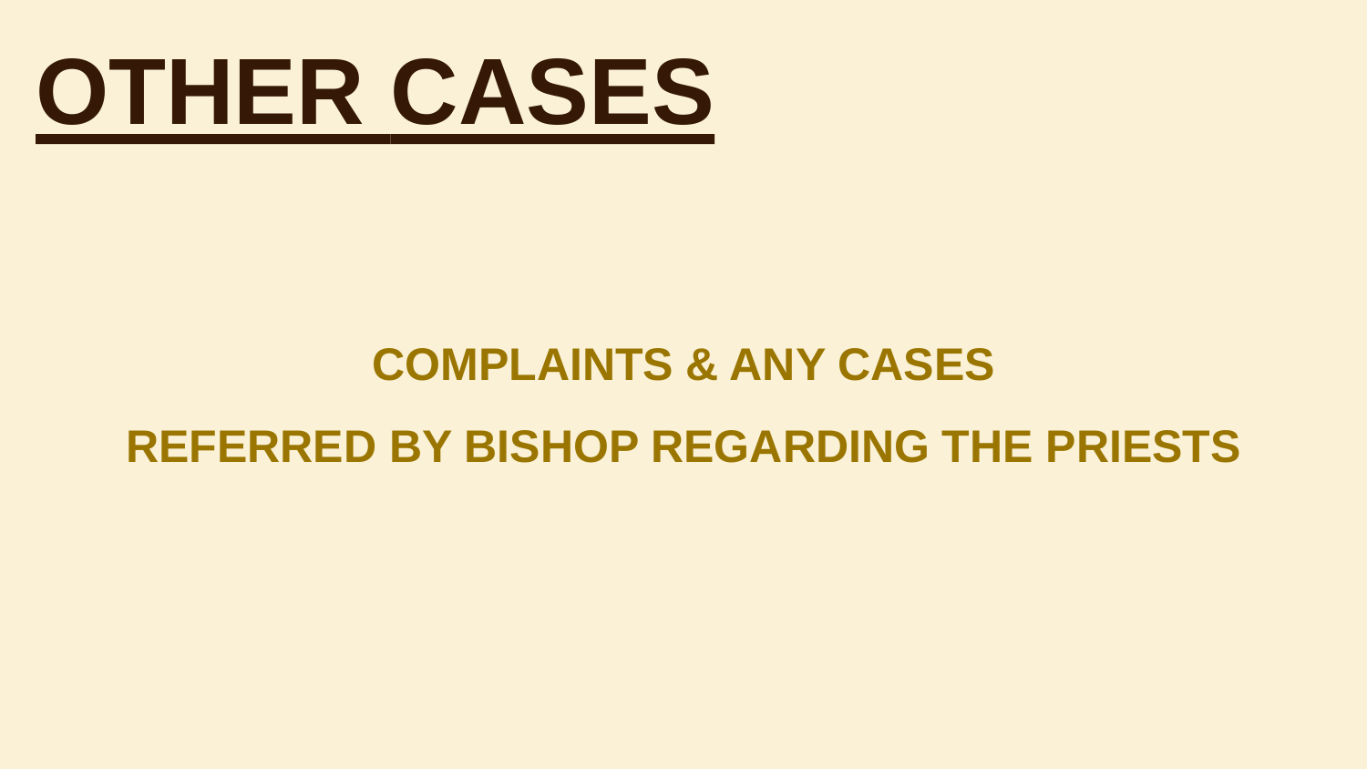# OTHER CASES

**COMPLAINTS & ANY CASES**

**REFERRED BY BISHOP REGARDING THE PRIESTS**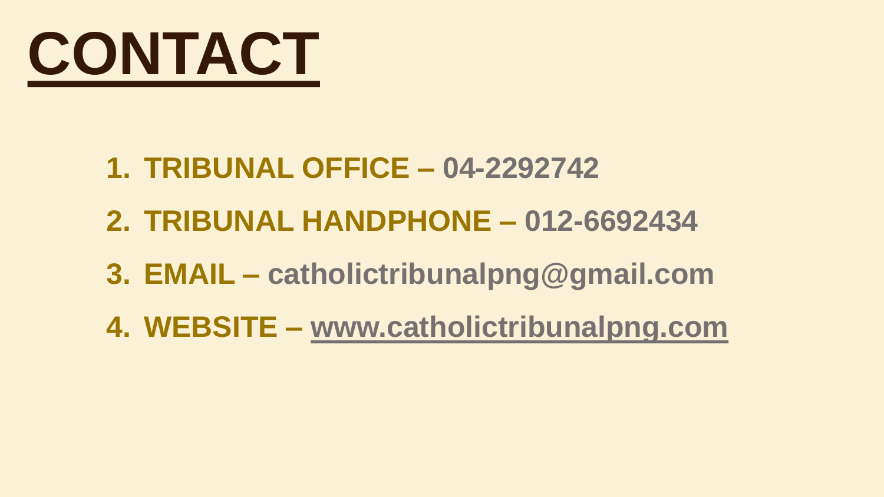# CONTACT

1. **TRIBUNAL OFFICE – 04-2292742**
2. **TRIBUNAL HANDPHONE – 012-6692434**
3. **EMAIL – catholictribunalpng@gmail.com**
4. **WEBSITE – www.catholictribunalpng.com**